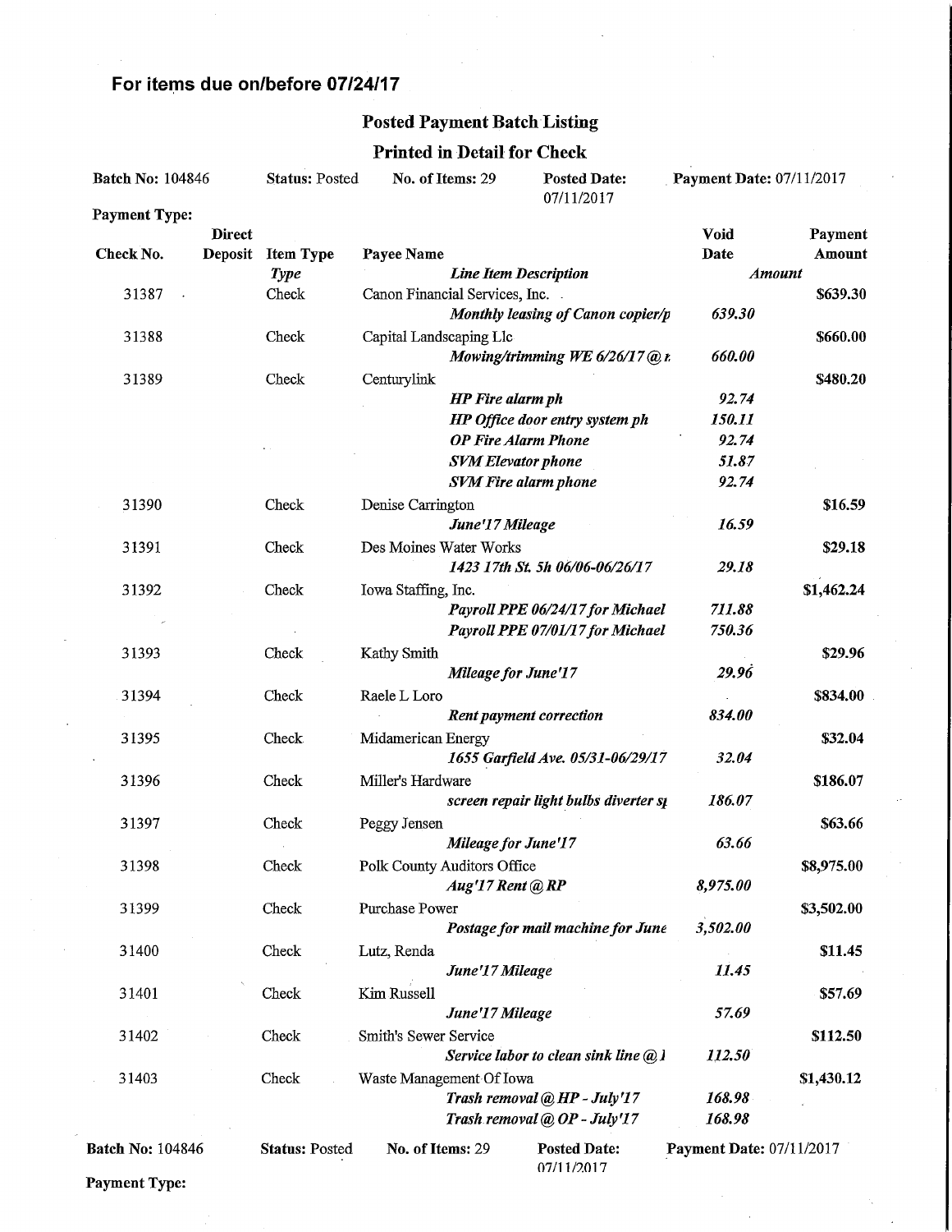**For items due on/before 07/24/17**

## Posted Payment Batch Listing

### Printed in Detail for Check

**Batch No:** 104846 **Status:** Posted **No. of Items:** 29 **Posted Date:** 07/11/2017 **Payment Date:** 07/11/2017

**Payment Type:**

| Check No. | Direct Deposit | Item Type / *Type* | Payee Name / *Line Item Description* | Void Date / *Amount* | Payment Amount |
|---|---|---|---|---|---|
| 31387 | | Check | Canon Financial Services, Inc. | | $639.30 |
| | | | *Monthly leasing of Canon copier/p* | *639.30* | |
| 31388 | | Check | Capital Landscaping Llc | | $660.00 |
| | | | *Mowing/trimming WE 6/26/17 @ r* | *660.00* | |
| 31389 | | Check | Centurylink | | $480.20 |
| | | | *HP Fire alarm ph* | *92.74* | |
| | | | *HP Office door entry system ph* | *150.11* | |
| | | | *OP Fire Alarm Phone* | *92.74* | |
| | | | *SVM Elevator phone* | *51.87* | |
| | | | *SVM Fire alarm phone* | *92.74* | |
| 31390 | | Check | Denise Carrington | | $16.59 |
| | | | *June'17 Mileage* | *16.59* | |
| 31391 | | Check | Des Moines Water Works | | $29.18 |
| | | | *1423 17th St. 5h 06/06-06/26/17* | *29.18* | |
| 31392 | | Check | Iowa Staffing, Inc. | | $1,462.24 |
| | | | *Payroll PPE 06/24/17 for Michael* | *711.88* | |
| | | | *Payroll PPE 07/01/17 for Michael* | *750.36* | |
| 31393 | | Check | Kathy Smith | | $29.96 |
| | | | *Mileage for June'17* | *29.96* | |
| 31394 | | Check | Raele L Loro | | $834.00 |
| | | | *Rent payment correction* | *834.00* | |
| 31395 | | Check | Midamerican Energy | | $32.04 |
| | | | *1655 Garfield Ave. 05/31-06/29/17* | *32.04* | |
| 31396 | | Check | Miller's Hardware | | $186.07 |
| | | | *screen repair light bulbs diverter sp* | *186.07* | |
| 31397 | | Check | Peggy Jensen | | $63.66 |
| | | | *Mileage for June'17* | *63.66* | |
| 31398 | | Check | Polk County Auditors Office | | $8,975.00 |
| | | | *Aug'17 Rent @ RP* | *8,975.00* | |
| 31399 | | Check | Purchase Power | | $3,502.00 |
| | | | *Postage for mail machine for June* | *3,502.00* | |
| 31400 | | Check | Lutz, Renda | | $11.45 |
| | | | *June'17 Mileage* | *11.45* | |
| 31401 | | Check | Kim Russell | | $57.69 |
| | | | *June'17 Mileage* | *57.69* | |
| 31402 | | Check | Smith's Sewer Service | | $112.50 |
| | | | *Service labor to clean sink line @ 1* | *112.50* | |
| 31403 | | Check | Waste Management Of Iowa | | $1,430.12 |
| | | | *Trash removal @ HP - July'17* | *168.98* | |
| | | | *Trash removal @ OP - July'17* | *168.98* | |

**Batch No:** 104846 **Status:** Posted **No. of Items:** 29 **Posted Date:** 07/11/2017 **Payment Date:** 07/11/2017

**Payment Type:**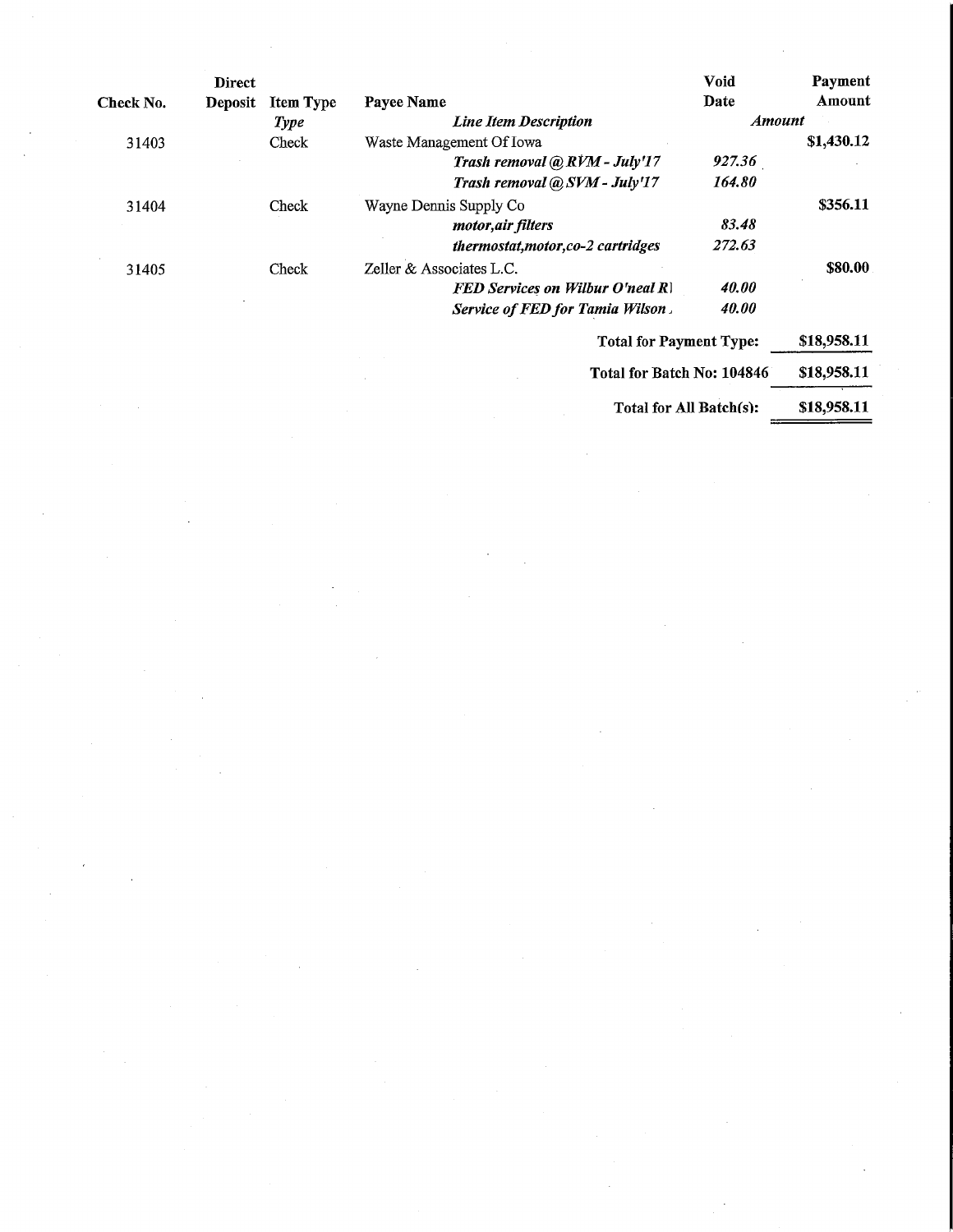| Check No. | Direct Deposit | Item Type | Payee Name | Void Date | Payment Amount |
|---|---|---|---|---|---|
| | | *Type* | *Line Item Description* | *Amount* | |
| 31403 | | Check | Waste Management Of Iowa | | $1,430.12 |
| | | | ***Trash removal @ RVM - July'17*** | ***927.36*** | |
| | | | ***Trash removal @ SVM - July'17*** | ***164.80*** | |
| 31404 | | Check | Wayne Dennis Supply Co | | $356.11 |
| | | | ***motor,air filters*** | ***83.48*** | |
| | | | ***thermostat,motor,co-2 cartridges*** | ***272.63*** | |
| 31405 | | Check | Zeller & Associates L.C. | | $80.00 |
| | | | ***FED Services on Wilbur O'neal R*** | ***40.00*** | |
| | | | ***Service of FED for Tamia Wilson*** | ***40.00*** | |
| | | | | **Total for Payment Type:** | **$18,958.11** |
| | | | | **Total for Batch No: 104846** | **$18,958.11** |
| | | | | **Total for All Batch(s):** | **$18,958.11** |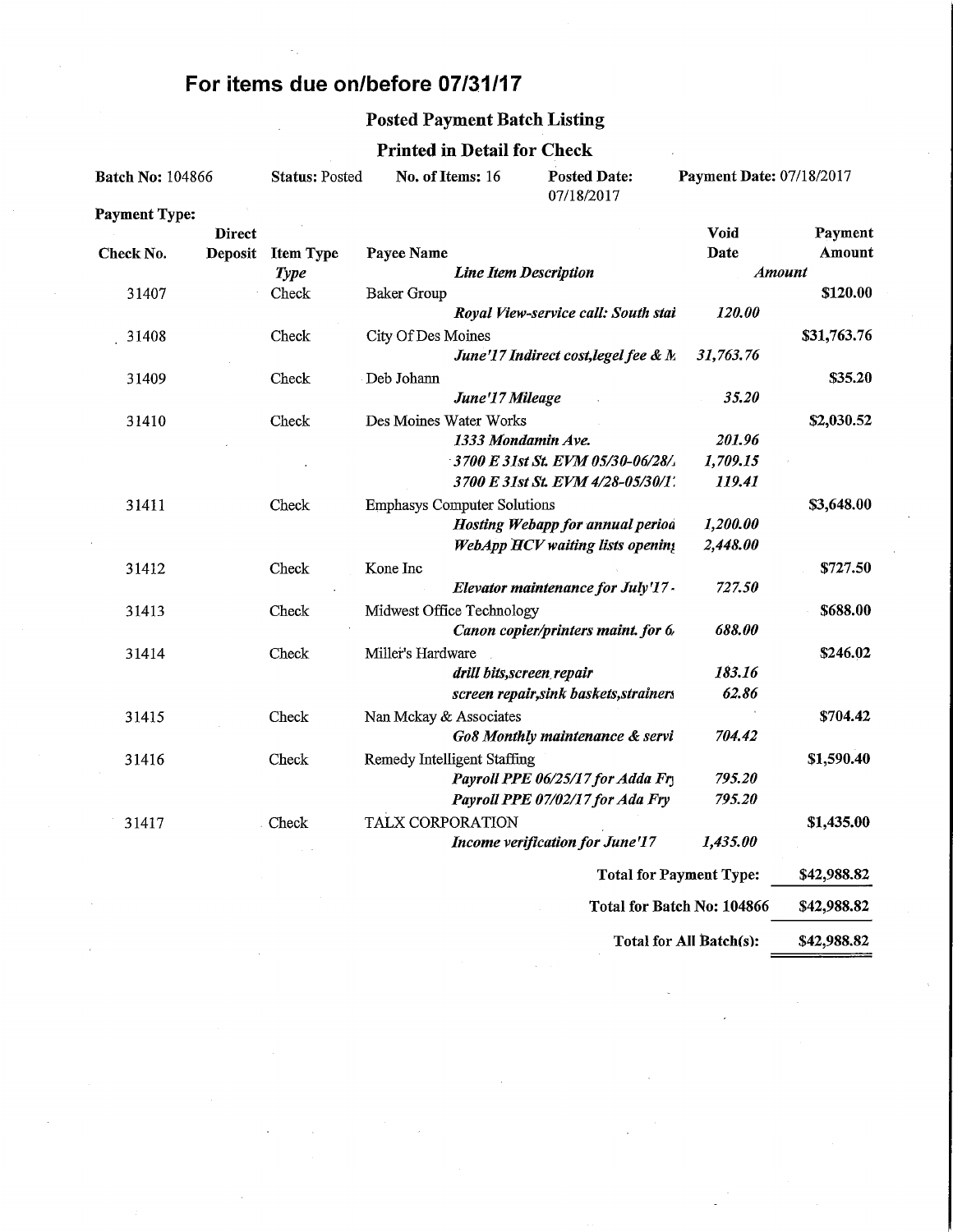# For items due on/before 07/31/17

## Posted Payment Batch Listing

### Printed in Detail for Check

**Batch No:** 104866 **Status:** Posted **No. of Items:** 16 **Posted Date:** 07/18/2017 **Payment Date:** 07/18/2017

**Payment Type:**

| Check No. | Direct Deposit | Item Type | Payee Name | Void Date | Payment Amount |
|---|---|---|---|---|---|
| | | *Type* | *Line Item Description* | *Amount* | |
| 31407 | | Check | Baker Group | | $120.00 |
| | | | *Royal View-service call: South stai* | *120.00* | |
| 31408 | | Check | City Of Des Moines | | $31,763.76 |
| | | | *June'17 Indirect cost,legel fee & M* | *31,763.76* | |
| 31409 | | Check | Deb Johann | | $35.20 |
| | | | *June'17 Mileage* | *35.20* | |
| 31410 | | Check | Des Moines Water Works | | $2,030.52 |
| | | | *1333 Mondamin Ave.* | *201.96* | |
| | | | *3700 E 31st St. EVM 05/30-06/28/* | *1,709.15* | |
| | | | *3700 E 31st St. EVM 4/28-05/30/1* | *119.41* | |
| 31411 | | Check | Emphasys Computer Solutions | | $3,648.00 |
| | | | *Hosting Webapp for annual period* | *1,200.00* | |
| | | | *WebApp HCV waiting lists opening* | *2,448.00* | |
| 31412 | | Check | Kone Inc | | $727.50 |
| | | | *Elevator maintenance for July'17 -* | *727.50* | |
| 31413 | | Check | Midwest Office Technology | | $688.00 |
| | | | *Canon copier/printers maint. for 6* | *688.00* | |
| 31414 | | Check | Miller's Hardware | | $246.02 |
| | | | *drill bits,screen repair* | *183.16* | |
| | | | *screen repair,sink baskets,strainers* | *62.86* | |
| 31415 | | Check | Nan Mckay & Associates | | $704.42 |
| | | | *Go8 Monthly maintenance & servi* | *704.42* | |
| 31416 | | Check | Remedy Intelligent Staffing | | $1,590.40 |
| | | | *Payroll PPE 06/25/17 for Adda Fry* | *795.20* | |
| | | | *Payroll PPE 07/02/17 for Ada Fry* | *795.20* | |
| 31417 | | Check | TALX CORPORATION | | $1,435.00 |
| | | | *Income verification for June'17* | *1,435.00* | |

**Total for Payment Type:** $42,988.82

**Total for Batch No: 104866** $42,988.82

**Total for All Batch(s):** $42,988.82